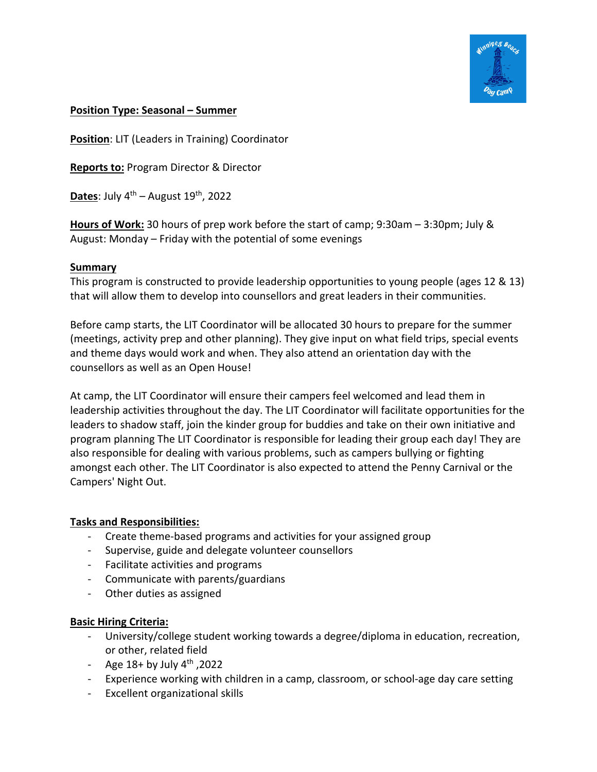**Position Type: Seasonal – Summer**

**Position**: LIT (Leaders in Training) Coordinator

**Reports to:** Program Director & Director

**Dates**: July 4th – August 19th, 2022

**Hours of Work:** 30 hours of prep work before the start of camp; 9:30am – 3:30pm; July & August: Monday – Friday with the potential of some evenings

**Summary**

This program is constructed to provide leadership opportunities to young people (ages 12 & 13) that will allow them to develop into counsellors and great leaders in their communities.

Before camp starts, the LIT Coordinator will be allocated 30 hours to prepare for the summer (meetings, activity prep and other planning). They give input on what field trips, special events and theme days would work and when. They also attend an orientation day with the counsellors as well as an Open House!

At camp, the LIT Coordinator will ensure their campers feel welcomed and lead them in leadership activities throughout the day. The LIT Coordinator will facilitate opportunities for the leaders to shadow staff, join the kinder group for buddies and take on their own initiative and program planning The LIT Coordinator is responsible for leading their group each day! They are also responsible for dealing with various problems, such as campers bullying or fighting amongst each other. The LIT Coordinator is also expected to attend the Penny Carnival or the Campers' Night Out.

**Tasks and Responsibilities:**

- Create theme-based programs and activities for your assigned group
- Supervise, guide and delegate volunteer counsellors
- Facilitate activities and programs
- Communicate with parents/guardians
- Other duties as assigned

**Basic Hiring Criteria:**

- University/college student working towards a degree/diploma in education, recreation, or other, related field
- Age 18+ by July 4th ,2022
- Experience working with children in a camp, classroom, or school-age day care setting
- Excellent organizational skills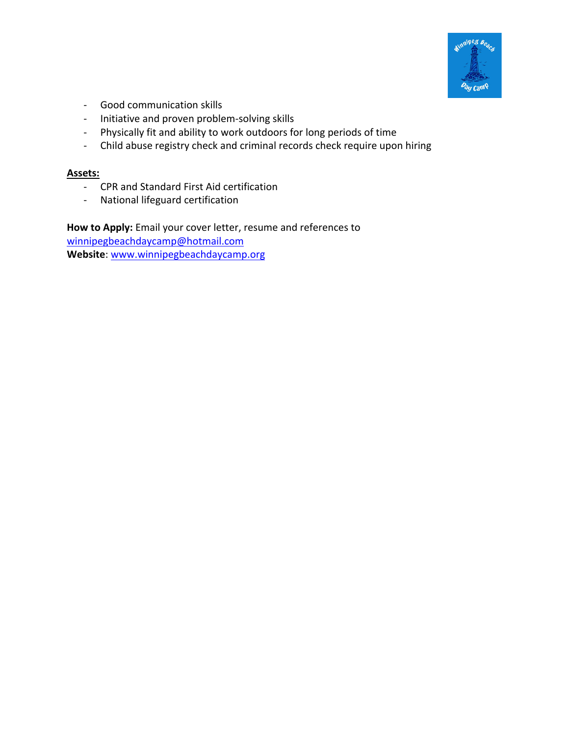- Good communication skills
- Initiative and proven problem-solving skills
- Physically fit and ability to work outdoors for long periods of time
- Child abuse registry check and criminal records check require upon hiring

**Assets:**

- CPR and Standard First Aid certification
- National lifeguard certification

**How to Apply:** Email your cover letter, resume and references to [winnipegbeachdaycamp@hotmail.com](mailto:winnipegbeachdaycamp@hotmail.com)
**Website**: [www.winnipegbeachdaycamp.org](http://www.winnipegbeachdaycamp.org)